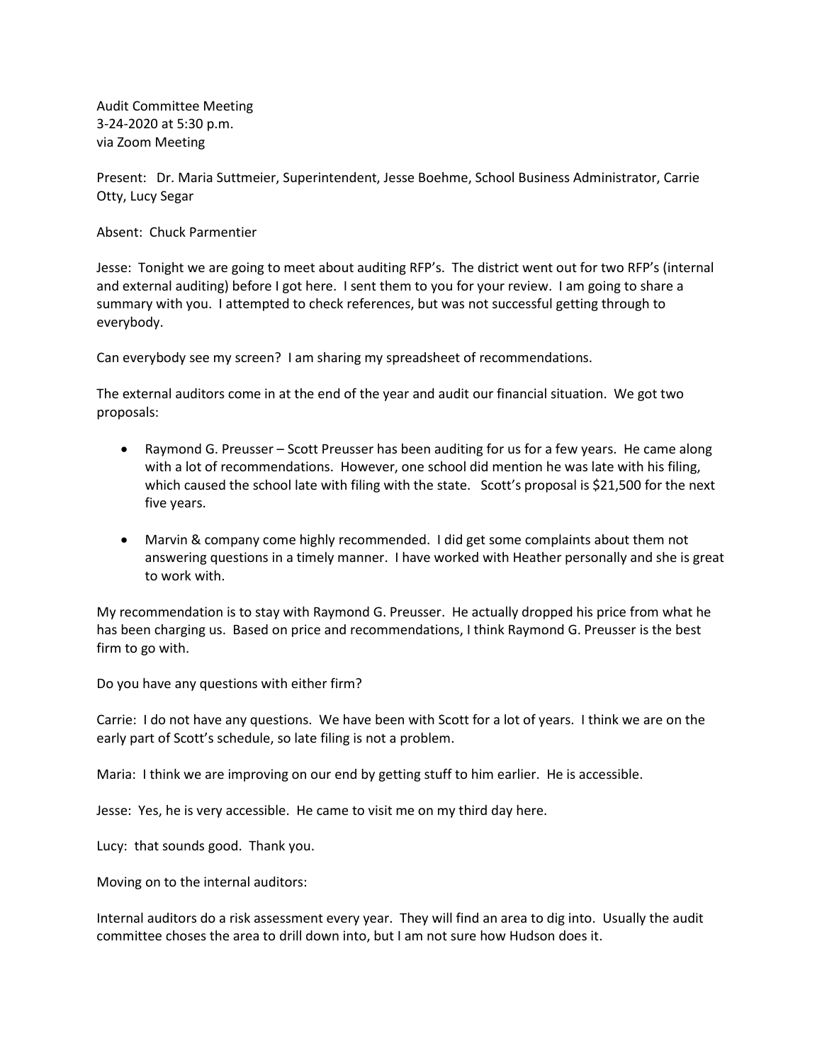Audit Committee Meeting
3-24-2020 at 5:30 p.m.
via Zoom Meeting

Present: Dr. Maria Suttmeier, Superintendent, Jesse Boehme, School Business Administrator, Carrie Otty, Lucy Segar

Absent: Chuck Parmentier

Jesse: Tonight we are going to meet about auditing RFP's. The district went out for two RFP's (internal and external auditing) before I got here. I sent them to you for your review. I am going to share a summary with you. I attempted to check references, but was not successful getting through to everybody.

Can everybody see my screen? I am sharing my spreadsheet of recommendations.

The external auditors come in at the end of the year and audit our financial situation. We got two proposals:

- Raymond G. Preusser – Scott Preusser has been auditing for us for a few years. He came along with a lot of recommendations. However, one school did mention he was late with his filing, which caused the school late with filing with the state. Scott's proposal is $21,500 for the next five years.
- Marvin & company come highly recommended. I did get some complaints about them not answering questions in a timely manner. I have worked with Heather personally and she is great to work with.

My recommendation is to stay with Raymond G. Preusser. He actually dropped his price from what he has been charging us. Based on price and recommendations, I think Raymond G. Preusser is the best firm to go with.

Do you have any questions with either firm?

Carrie: I do not have any questions. We have been with Scott for a lot of years. I think we are on the early part of Scott's schedule, so late filing is not a problem.

Maria: I think we are improving on our end by getting stuff to him earlier. He is accessible.

Jesse: Yes, he is very accessible. He came to visit me on my third day here.

Lucy: that sounds good. Thank you.

Moving on to the internal auditors:

Internal auditors do a risk assessment every year. They will find an area to dig into. Usually the audit committee choses the area to drill down into, but I am not sure how Hudson does it.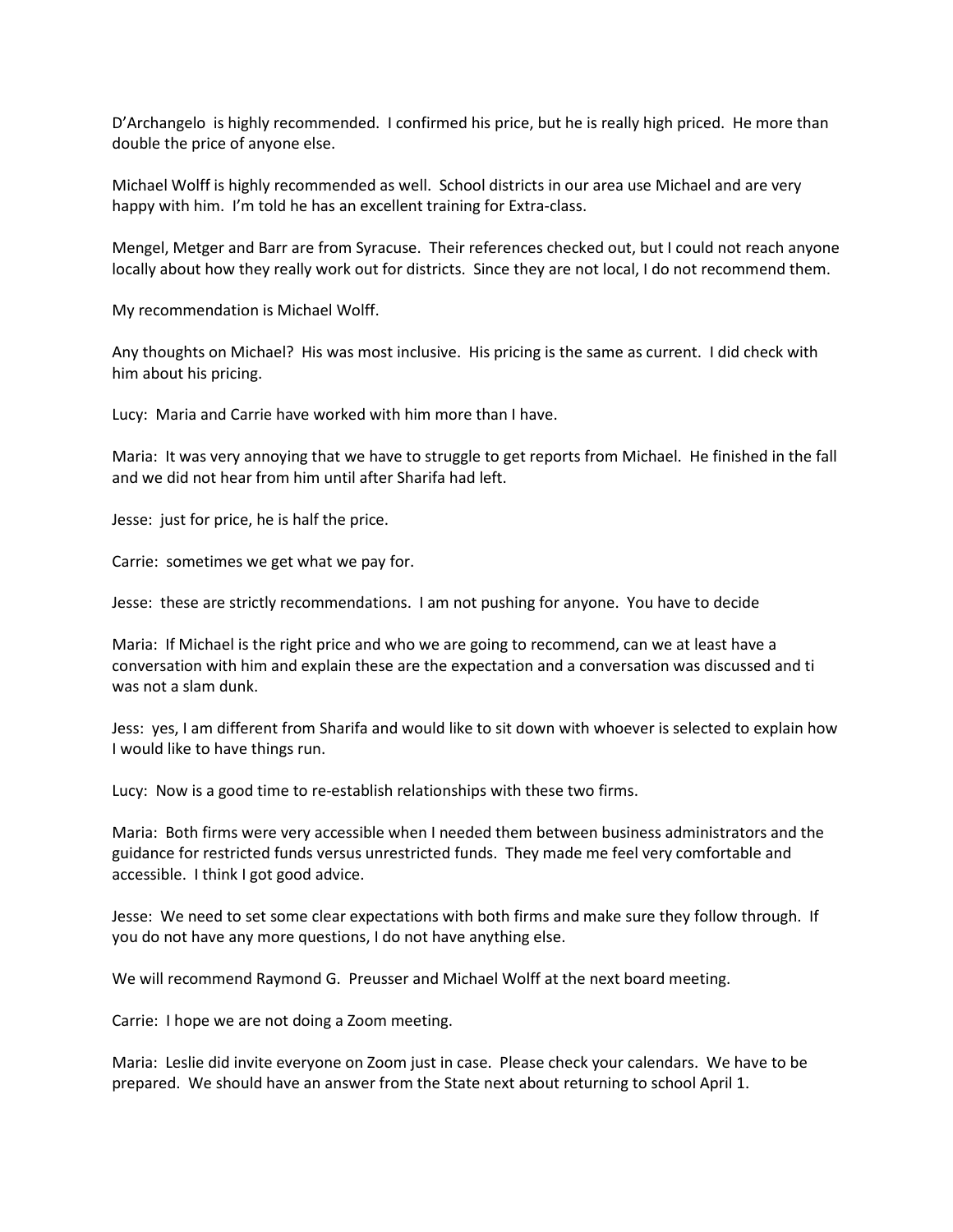D'Archangelo is highly recommended. I confirmed his price, but he is really high priced. He more than double the price of anyone else.

Michael Wolff is highly recommended as well. School districts in our area use Michael and are very happy with him. I'm told he has an excellent training for Extra-class.

Mengel, Metger and Barr are from Syracuse. Their references checked out, but I could not reach anyone locally about how they really work out for districts. Since they are not local, I do not recommend them.

My recommendation is Michael Wolff.

Any thoughts on Michael? His was most inclusive. His pricing is the same as current. I did check with him about his pricing.

Lucy: Maria and Carrie have worked with him more than I have.

Maria: It was very annoying that we have to struggle to get reports from Michael. He finished in the fall and we did not hear from him until after Sharifa had left.

Jesse: just for price, he is half the price.

Carrie: sometimes we get what we pay for.

Jesse: these are strictly recommendations. I am not pushing for anyone. You have to decide

Maria: If Michael is the right price and who we are going to recommend, can we at least have a conversation with him and explain these are the expectation and a conversation was discussed and ti was not a slam dunk.

Jess: yes, I am different from Sharifa and would like to sit down with whoever is selected to explain how I would like to have things run.

Lucy: Now is a good time to re-establish relationships with these two firms.

Maria: Both firms were very accessible when I needed them between business administrators and the guidance for restricted funds versus unrestricted funds. They made me feel very comfortable and accessible. I think I got good advice.

Jesse: We need to set some clear expectations with both firms and make sure they follow through. If you do not have any more questions, I do not have anything else.

We will recommend Raymond G. Preusser and Michael Wolff at the next board meeting.

Carrie: I hope we are not doing a Zoom meeting.

Maria: Leslie did invite everyone on Zoom just in case. Please check your calendars. We have to be prepared. We should have an answer from the State next about returning to school April 1.